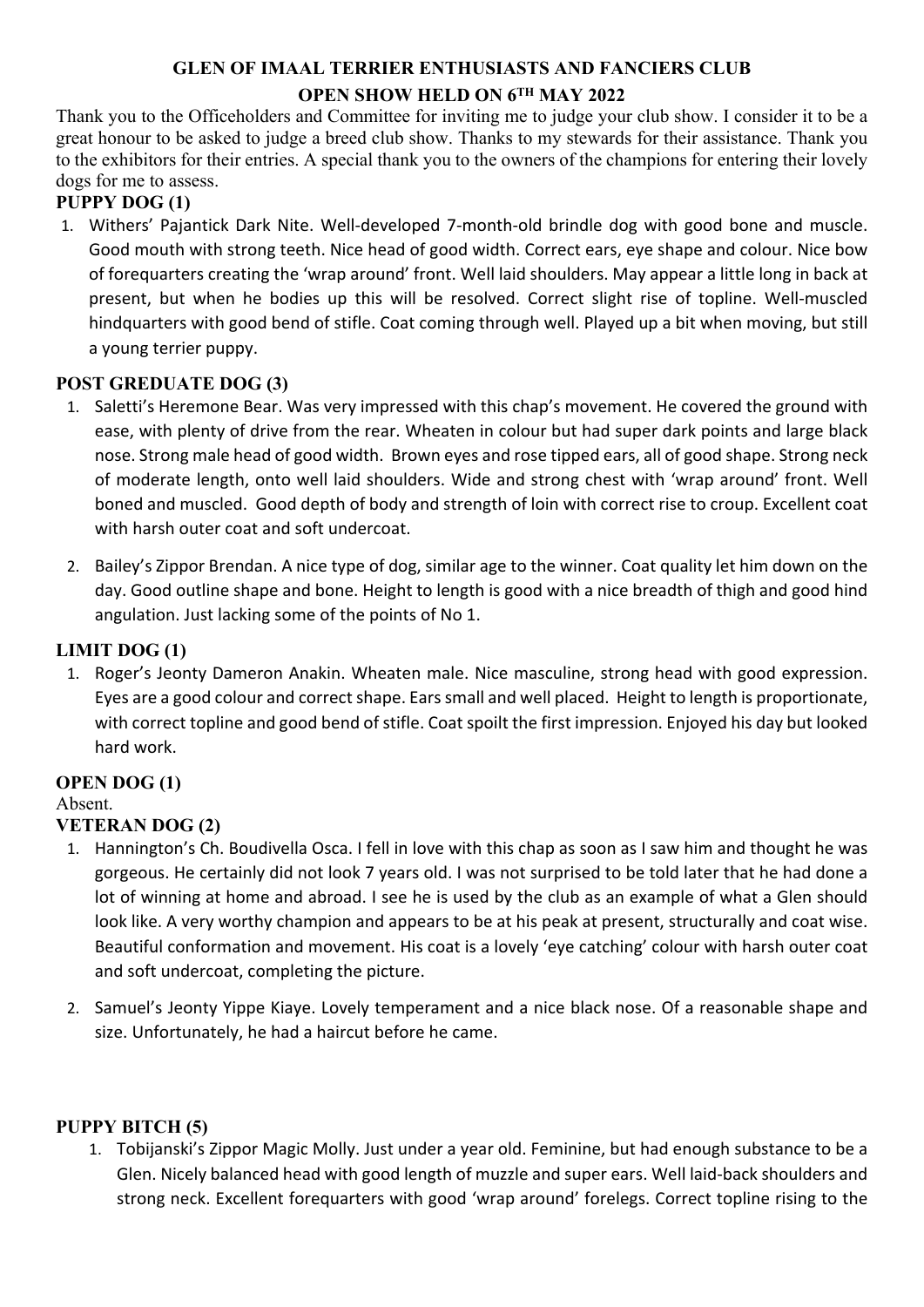# GLEN OF IMAAL TERRIER ENTHUSIASTS AND FANCIERS CLUB

## OPEN SHOW HELD ON 6TH MAY 2022

Thank you to the Officeholders and Committee for inviting me to judge your club show. I consider it to be a great honour to be asked to judge a breed club show. Thanks to my stewards for their assistance. Thank you to the exhibitors for their entries. A special thank you to the owners of the champions for entering their lovely dogs for me to assess.

### PUPPY DOG (1)

1. Withers' Pajantick Dark Nite. Well-developed 7-month-old brindle dog with good bone and muscle. Good mouth with strong teeth. Nice head of good width. Correct ears, eye shape and colour. Nice bow of forequarters creating the 'wrap around' front. Well laid shoulders. May appear a little long in back at present, but when he bodies up this will be resolved. Correct slight rise of topline. Well-muscled hindquarters with good bend of stifle. Coat coming through well. Played up a bit when moving, but still a young terrier puppy.

### POST GREDUATE DOG (3)

1. Saletti's Heremone Bear. Was very impressed with this chap's movement. He covered the ground with ease, with plenty of drive from the rear. Wheaten in colour but had super dark points and large black nose. Strong male head of good width. Brown eyes and rose tipped ears, all of good shape. Strong neck of moderate length, onto well laid shoulders. Wide and strong chest with 'wrap around' front. Well boned and muscled. Good depth of body and strength of loin with correct rise to croup. Excellent coat with harsh outer coat and soft undercoat.

2. Bailey's Zippor Brendan. A nice type of dog, similar age to the winner. Coat quality let him down on the day. Good outline shape and bone. Height to length is good with a nice breadth of thigh and good hind angulation. Just lacking some of the points of No 1.

### LIMIT DOG (1)

1. Roger's Jeonty Dameron Anakin. Wheaten male. Nice masculine, strong head with good expression. Eyes are a good colour and correct shape. Ears small and well placed. Height to length is proportionate, with correct topline and good bend of stifle. Coat spoilt the first impression. Enjoyed his day but looked hard work.

### OPEN DOG (1)

Absent.

### VETERAN DOG (2)

1. Hannington's Ch. Boudivella Osca. I fell in love with this chap as soon as I saw him and thought he was gorgeous. He certainly did not look 7 years old. I was not surprised to be told later that he had done a lot of winning at home and abroad. I see he is used by the club as an example of what a Glen should look like. A very worthy champion and appears to be at his peak at present, structurally and coat wise. Beautiful conformation and movement. His coat is a lovely 'eye catching' colour with harsh outer coat and soft undercoat, completing the picture.

2. Samuel's Jeonty Yippe Kiaye. Lovely temperament and a nice black nose. Of a reasonable shape and size. Unfortunately, he had a haircut before he came.

### PUPPY BITCH (5)

1. Tobijanski's Zippor Magic Molly. Just under a year old. Feminine, but had enough substance to be a Glen. Nicely balanced head with good length of muzzle and super ears. Well laid-back shoulders and strong neck. Excellent forequarters with good 'wrap around' forelegs. Correct topline rising to the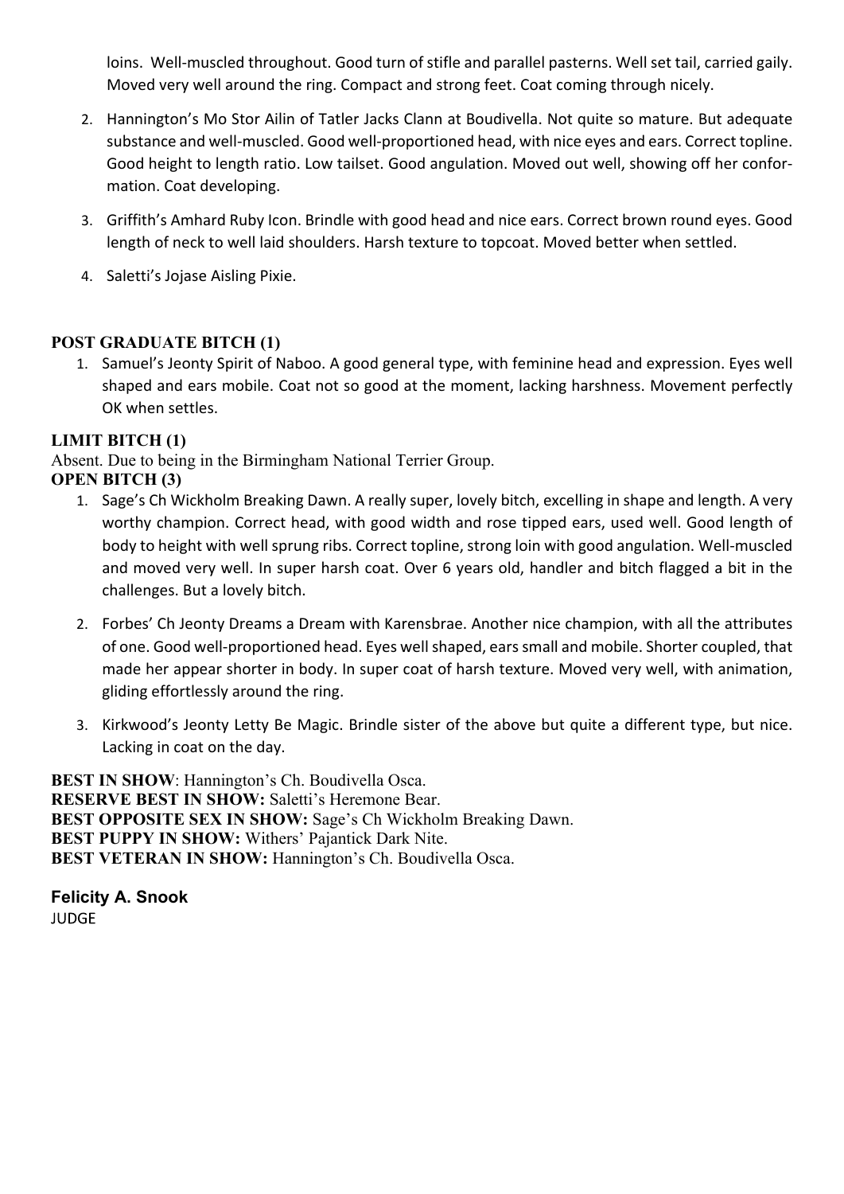loins. Well-muscled throughout. Good turn of stifle and parallel pasterns. Well set tail, carried gaily. Moved very well around the ring. Compact and strong feet. Coat coming through nicely.

2. Hannington's Mo Stor Ailin of Tatler Jacks Clann at Boudivella. Not quite so mature. But adequate substance and well-muscled. Good well-proportioned head, with nice eyes and ears. Correct topline. Good height to length ratio. Low tailset. Good angulation. Moved out well, showing off her conformation. Coat developing.

3. Griffith's Amhard Ruby Icon. Brindle with good head and nice ears. Correct brown round eyes. Good length of neck to well laid shoulders. Harsh texture to topcoat. Moved better when settled.

4. Saletti's Jojase Aisling Pixie.

**POST GRADUATE BITCH (1)**

1. Samuel's Jeonty Spirit of Naboo. A good general type, with feminine head and expression. Eyes well shaped and ears mobile. Coat not so good at the moment, lacking harshness. Movement perfectly OK when settles.

**LIMIT BITCH (1)**

Absent. Due to being in the Birmingham National Terrier Group.

**OPEN BITCH (3)**

1. Sage's Ch Wickholm Breaking Dawn. A really super, lovely bitch, excelling in shape and length. A very worthy champion. Correct head, with good width and rose tipped ears, used well. Good length of body to height with well sprung ribs. Correct topline, strong loin with good angulation. Well-muscled and moved very well. In super harsh coat. Over 6 years old, handler and bitch flagged a bit in the challenges. But a lovely bitch.

2. Forbes' Ch Jeonty Dreams a Dream with Karensbrae. Another nice champion, with all the attributes of one. Good well-proportioned head. Eyes well shaped, ears small and mobile. Shorter coupled, that made her appear shorter in body. In super coat of harsh texture. Moved very well, with animation, gliding effortlessly around the ring.

3. Kirkwood's Jeonty Letty Be Magic. Brindle sister of the above but quite a different type, but nice. Lacking in coat on the day.

**BEST IN SHOW**: Hannington's Ch. Boudivella Osca.
**RESERVE BEST IN SHOW:** Saletti's Heremone Bear.
**BEST OPPOSITE SEX IN SHOW:** Sage's Ch Wickholm Breaking Dawn.
**BEST PUPPY IN SHOW:** Withers' Pajantick Dark Nite.
**BEST VETERAN IN SHOW:** Hannington's Ch. Boudivella Osca.

**Felicity A. Snook**
JUDGE